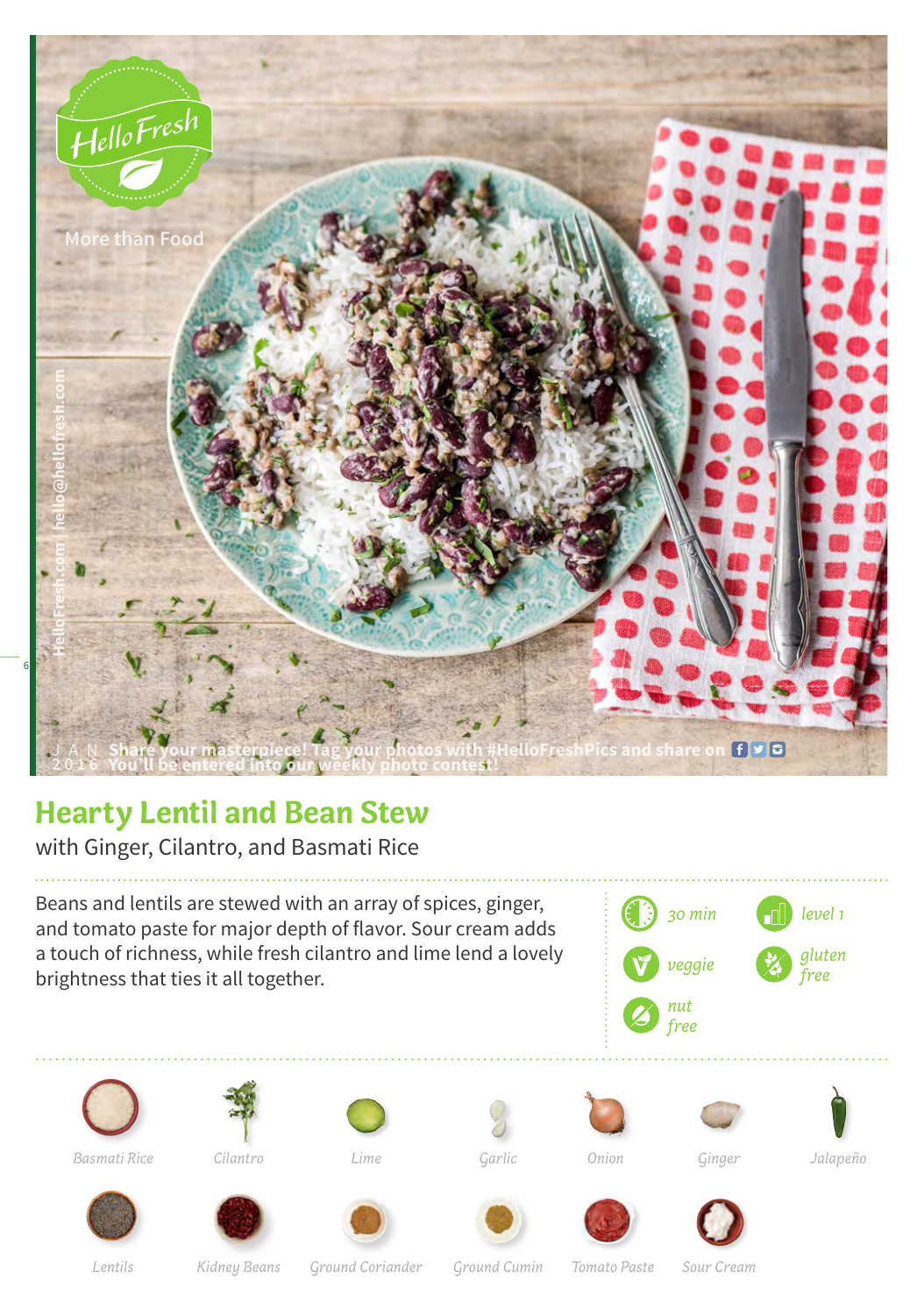HelloFresh

More than Food

HelloFresh.com | hello@hellofresh.com

JAN 2016 Share your masterpiece! Tag your photos with #HelloFreshPics and share on
You'll be entered into our weekly photo contest!

# Hearty Lentil and Bean Stew

with Ginger, Cilantro, and Basmati Rice

Beans and lentils are stewed with an array of spices, ginger, and tomato paste for major depth of flavor. Sour cream adds a touch of richness, while fresh cilantro and lime lend a lovely brightness that ties it all together.

*30 min*

*level 1*

*veggie*

*gluten free*

*nut free*

*Basmati Rice*
*Cilantro*
*Lime*
*Garlic*
*Onion*
*Ginger*
*Jalapeño*
*Lentils*
*Kidney Beans*
*Ground Coriander*
*Ground Cumin*
*Tomato Paste*
*Sour Cream*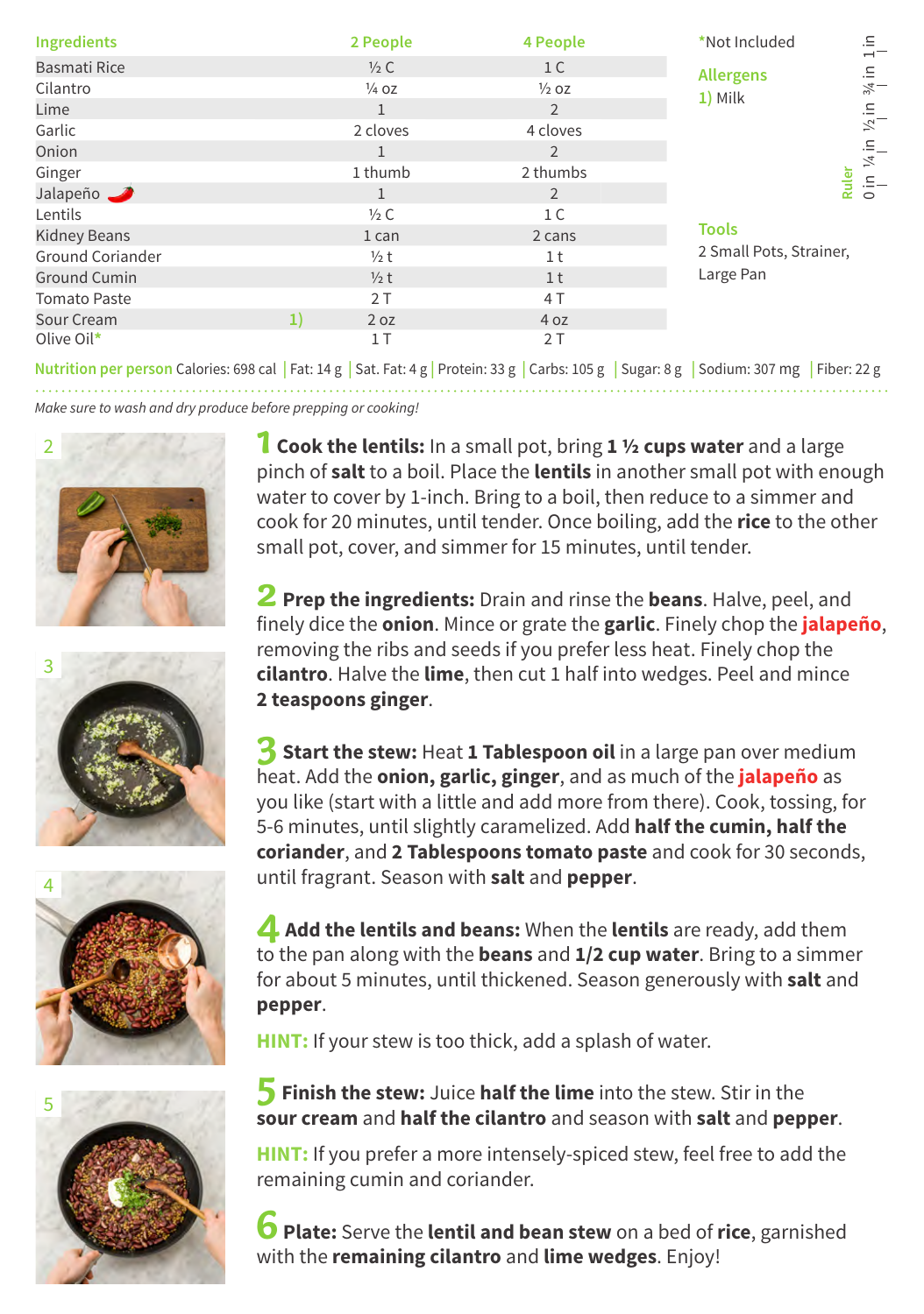| Ingredients | | 2 People | 4 People |
|---|---|---|---|
| Basmati Rice | | ½ C | 1 C |
| Cilantro | | ¼ oz | ½ oz |
| Lime | | 1 | 2 |
| Garlic | | 2 cloves | 4 cloves |
| Onion | | 1 | 2 |
| Ginger | | 1 thumb | 2 thumbs |
| Jalapeño | | 1 | 2 |
| Lentils | | ½ C | 1 C |
| Kidney Beans | | 1 can | 2 cans |
| Ground Coriander | | ½ t | 1 t |
| Ground Cumin | | ½ t | 1 t |
| Tomato Paste | | 2 T | 4 T |
| Sour Cream | 1) | 2 oz | 4 oz |
| Olive Oil* | | 1 T | 2 T |

*Not Included

**Allergens**

1) Milk

Ruler: 0 in, ¼ in, ½ in, ¾ in, 1 in

**Tools**

2 Small Pots, Strainer, Large Pan

**Nutrition per person** Calories: 698 cal | Fat: 14 g | Sat. Fat: 4 g | Protein: 33 g | Carbs: 105 g | Sugar: 8 g | Sodium: 307 mg | Fiber: 22 g

*Make sure to wash and dry produce before prepping or cooking!*

**1 Cook the lentils:** In a small pot, bring **1 ½ cups water** and a large pinch of **salt** to a boil. Place the **lentils** in another small pot with enough water to cover by 1-inch. Bring to a boil, then reduce to a simmer and cook for 20 minutes, until tender. Once boiling, add the **rice** to the other small pot, cover, and simmer for 15 minutes, until tender.

**2 Prep the ingredients:** Drain and rinse the **beans**. Halve, peel, and finely dice the **onion**. Mince or grate the **garlic**. Finely chop the **jalapeño**, removing the ribs and seeds if you prefer less heat. Finely chop the **cilantro**. Halve the **lime**, then cut 1 half into wedges. Peel and mince **2 teaspoons ginger**.

**3 Start the stew:** Heat **1 Tablespoon oil** in a large pan over medium heat. Add the **onion, garlic, ginger**, and as much of the **jalapeño** as you like (start with a little and add more from there). Cook, tossing, for 5-6 minutes, until slightly caramelized. Add **half the cumin, half the coriander**, and **2 Tablespoons tomato paste** and cook for 30 seconds, until fragrant. Season with **salt** and **pepper**.

**4 Add the lentils and beans:** When the **lentils** are ready, add them to the pan along with the **beans** and **1/2 cup water**. Bring to a simmer for about 5 minutes, until thickened. Season generously with **salt** and **pepper**.

**HINT:** If your stew is too thick, add a splash of water.

**5 Finish the stew:** Juice **half the lime** into the stew. Stir in the **sour cream** and **half the cilantro** and season with **salt** and **pepper**.

**HINT:** If you prefer a more intensely-spiced stew, feel free to add the remaining cumin and coriander.

**6 Plate:** Serve the **lentil and bean stew** on a bed of **rice**, garnished with the **remaining cilantro** and **lime wedges**. Enjoy!